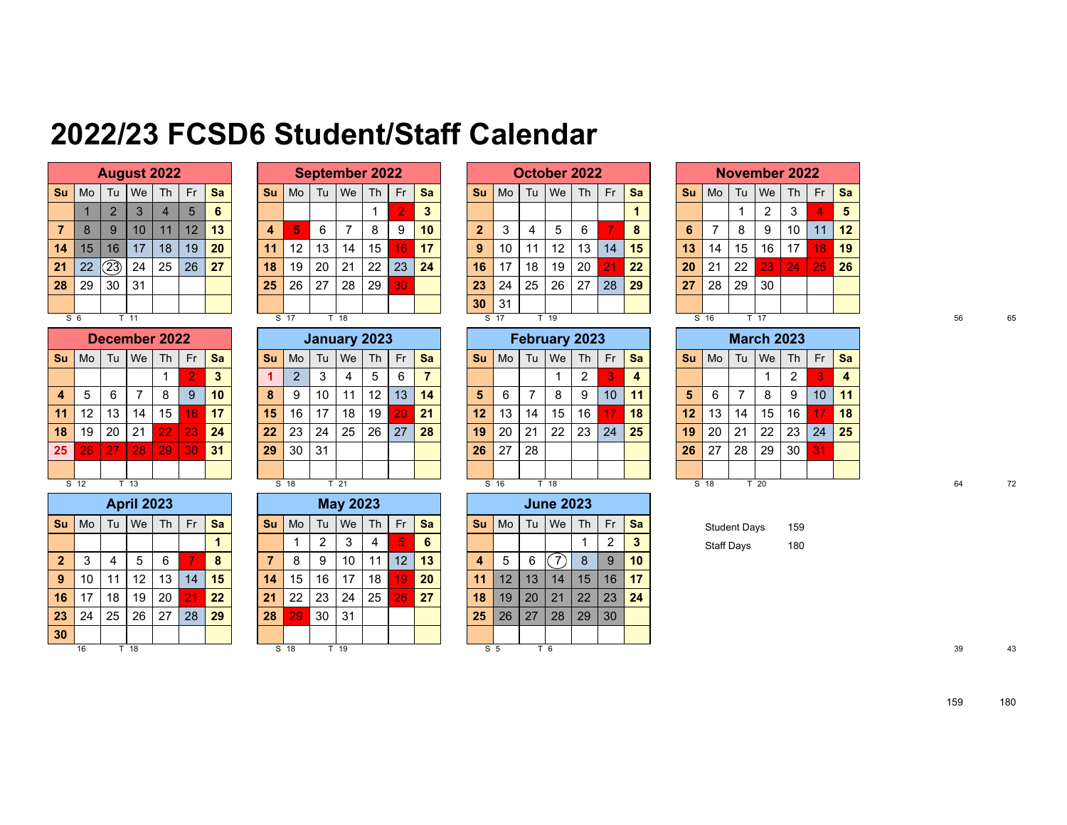# 2022/23 FCSD6 Student/Staff Calendar

## August 2022

| Su | Mo | Tu | We | Th | Fr | Sa |
|---|---|---|---|---|---|---|
| | 1 | 2 | 3 | 4 | 5 | 6 |
| 7 | 8 | 9 | 10 | 11 | 12 | 13 |
| 14 | 15 | 16 | 17 | 18 | 19 | 20 |
| 21 | 22 | 23 | 24 | 25 | 26 | 27 |
| 28 | 29 | 30 | 31 | | | |

S 6 T 11

## September 2022

| Su | Mo | Tu | We | Th | Fr | Sa |
|---|---|---|---|---|---|---|
| | | | | 1 | 2 | 3 |
| 4 | 5 | 6 | 7 | 8 | 9 | 10 |
| 11 | 12 | 13 | 14 | 15 | 16 | 17 |
| 18 | 19 | 20 | 21 | 22 | 23 | 24 |
| 25 | 26 | 27 | 28 | 29 | 30 | |

S 17 T 18

## October 2022

| Su | Mo | Tu | We | Th | Fr | Sa |
|---|---|---|---|---|---|---|
| | | | | | | 1 |
| 2 | 3 | 4 | 5 | 6 | 7 | 8 |
| 9 | 10 | 11 | 12 | 13 | 14 | 15 |
| 16 | 17 | 18 | 19 | 20 | 21 | 22 |
| 23 | 24 | 25 | 26 | 27 | 28 | 29 |
| 30 | 31 | | | | | |

S 17 T 19

## November 2022

| Su | Mo | Tu | We | Th | Fr | Sa |
|---|---|---|---|---|---|---|
| | | 1 | 2 | 3 | 4 | 5 |
| 6 | 7 | 8 | 9 | 10 | 11 | 12 |
| 13 | 14 | 15 | 16 | 17 | 18 | 19 |
| 20 | 21 | 22 | 23 | 24 | 25 | 26 |
| 27 | 28 | 29 | 30 | | | |

S 16 T 17

56 65

## December 2022

| Su | Mo | Tu | We | Th | Fr | Sa |
|---|---|---|---|---|---|---|
| | | | | 1 | 2 | 3 |
| 4 | 5 | 6 | 7 | 8 | 9 | 10 |
| 11 | 12 | 13 | 14 | 15 | 16 | 17 |
| 18 | 19 | 20 | 21 | 22 | 23 | 24 |
| 25 | 26 | 27 | 28 | 29 | 30 | 31 |

S 12 T 13

## January 2023

| Su | Mo | Tu | We | Th | Fr | Sa |
|---|---|---|---|---|---|---|
| 1 | 2 | 3 | 4 | 5 | 6 | 7 |
| 8 | 9 | 10 | 11 | 12 | 13 | 14 |
| 15 | 16 | 17 | 18 | 19 | 20 | 21 |
| 22 | 23 | 24 | 25 | 26 | 27 | 28 |
| 29 | 30 | 31 | | | | |

S 18 T 21

## February 2023

| Su | Mo | Tu | We | Th | Fr | Sa |
|---|---|---|---|---|---|---|
| | | | 1 | 2 | 3 | 4 |
| 5 | 6 | 7 | 8 | 9 | 10 | 11 |
| 12 | 13 | 14 | 15 | 16 | 17 | 18 |
| 19 | 20 | 21 | 22 | 23 | 24 | 25 |
| 26 | 27 | 28 | | | | |

S 16 T 18

## March 2023

| Su | Mo | Tu | We | Th | Fr | Sa |
|---|---|---|---|---|---|---|
| | | | 1 | 2 | 3 | 4 |
| 5 | 6 | 7 | 8 | 9 | 10 | 11 |
| 12 | 13 | 14 | 15 | 16 | 17 | 18 |
| 19 | 20 | 21 | 22 | 23 | 24 | 25 |
| 26 | 27 | 28 | 29 | 30 | 31 | |

S 18 T 20

64 72

## April 2023

| Su | Mo | Tu | We | Th | Fr | Sa |
|---|---|---|---|---|---|---|
| | | | | | | 1 |
| 2 | 3 | 4 | 5 | 6 | 7 | 8 |
| 9 | 10 | 11 | 12 | 13 | 14 | 15 |
| 16 | 17 | 18 | 19 | 20 | 21 | 22 |
| 23 | 24 | 25 | 26 | 27 | 28 | 29 |
| 30 | | | | | | |

16 T 18

## May 2023

| Su | Mo | Tu | We | Th | Fr | Sa |
|---|---|---|---|---|---|---|
| | 1 | 2 | 3 | 4 | 5 | 6 |
| 7 | 8 | 9 | 10 | 11 | 12 | 13 |
| 14 | 15 | 16 | 17 | 18 | 19 | 20 |
| 21 | 22 | 23 | 24 | 25 | 26 | 27 |
| 28 | 29 | 30 | 31 | | | |

S 18 T 19

## June 2023

| Su | Mo | Tu | We | Th | Fr | Sa |
|---|---|---|---|---|---|---|
| | | | | 1 | 2 | 3 |
| 4 | 5 | 6 | 7 | 8 | 9 | 10 |
| 11 | 12 | 13 | 14 | 15 | 16 | 17 |
| 18 | 19 | 20 | 21 | 22 | 23 | 24 |
| 25 | 26 | 27 | 28 | 29 | 30 | |

S 5 T 6

| | |
|---|---|
| Student Days | 159 |
| Staff Days | 180 |

39 43

159 180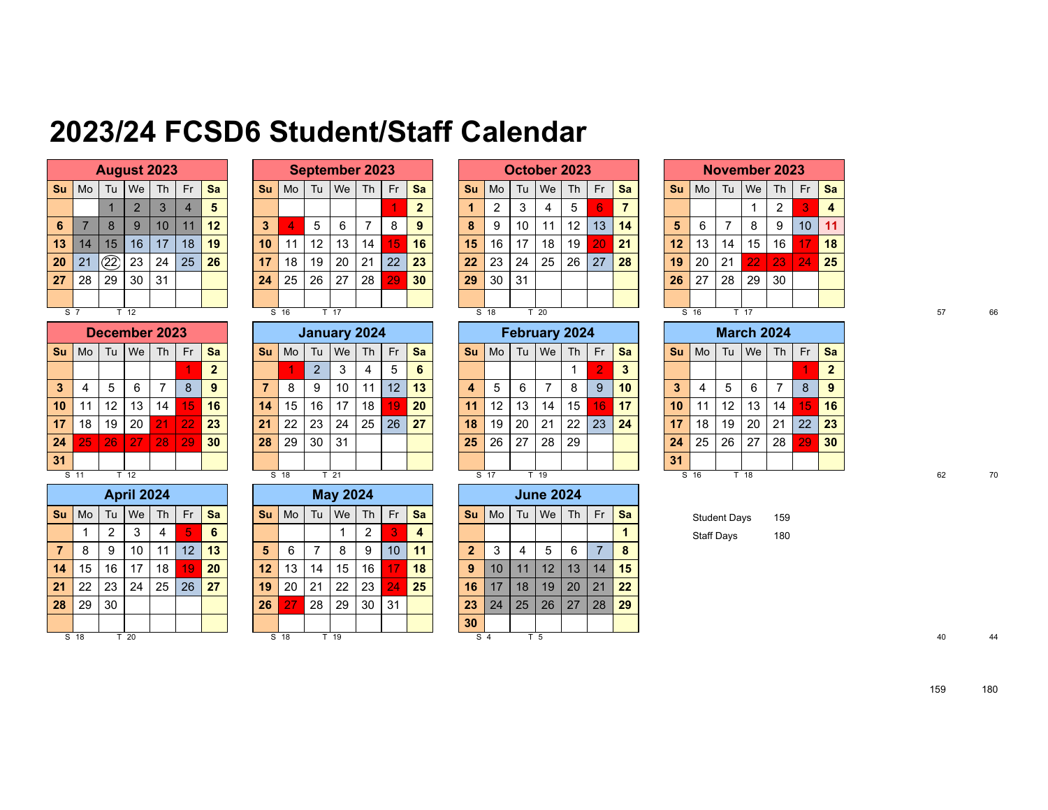# 2023/24 FCSD6 Student/Staff Calendar

## August 2023

| Su | Mo | Tu | We | Th | Fr | Sa |
|---|---|---|---|---|---|---|
| | | 1 | 2 | 3 | 4 | 5 |
| 6 | 7 | 8 | 9 | 10 | 11 | 12 |
| 13 | 14 | 15 | 16 | 17 | 18 | 19 |
| 20 | 21 | 22 | 23 | 24 | 25 | 26 |
| 27 | 28 | 29 | 30 | 31 | | |

S 7 T 12

## September 2023

| Su | Mo | Tu | We | Th | Fr | Sa |
|---|---|---|---|---|---|---|
| | | | | | 1 | 2 |
| 3 | 4 | 5 | 6 | 7 | 8 | 9 |
| 10 | 11 | 12 | 13 | 14 | 15 | 16 |
| 17 | 18 | 19 | 20 | 21 | 22 | 23 |
| 24 | 25 | 26 | 27 | 28 | 29 | 30 |

S 16 T 17

## October 2023

| Su | Mo | Tu | We | Th | Fr | Sa |
|---|---|---|---|---|---|---|
| 1 | 2 | 3 | 4 | 5 | 6 | 7 |
| 8 | 9 | 10 | 11 | 12 | 13 | 14 |
| 15 | 16 | 17 | 18 | 19 | 20 | 21 |
| 22 | 23 | 24 | 25 | 26 | 27 | 28 |
| 29 | 30 | 31 | | | | |

S 18 T 20

## November 2023

| Su | Mo | Tu | We | Th | Fr | Sa |
|---|---|---|---|---|---|---|
| | | | 1 | 2 | 3 | 4 |
| 5 | 6 | 7 | 8 | 9 | 10 | 11 |
| 12 | 13 | 14 | 15 | 16 | 17 | 18 |
| 19 | 20 | 21 | 22 | 23 | 24 | 25 |
| 26 | 27 | 28 | 29 | 30 | | |

S 16 T 17

57 66

## December 2023

| Su | Mo | Tu | We | Th | Fr | Sa |
|---|---|---|---|---|---|---|
| | | | | | 1 | 2 |
| 3 | 4 | 5 | 6 | 7 | 8 | 9 |
| 10 | 11 | 12 | 13 | 14 | 15 | 16 |
| 17 | 18 | 19 | 20 | 21 | 22 | 23 |
| 24 | 25 | 26 | 27 | 28 | 29 | 30 |
| 31 | | | | | | |

S 11 T 12

## January 2024

| Su | Mo | Tu | We | Th | Fr | Sa |
|---|---|---|---|---|---|---|
| | 1 | 2 | 3 | 4 | 5 | 6 |
| 7 | 8 | 9 | 10 | 11 | 12 | 13 |
| 14 | 15 | 16 | 17 | 18 | 19 | 20 |
| 21 | 22 | 23 | 24 | 25 | 26 | 27 |
| 28 | 29 | 30 | 31 | | | |

S 18 T 21

## February 2024

| Su | Mo | Tu | We | Th | Fr | Sa |
|---|---|---|---|---|---|---|
| | | | | 1 | 2 | 3 |
| 4 | 5 | 6 | 7 | 8 | 9 | 10 |
| 11 | 12 | 13 | 14 | 15 | 16 | 17 |
| 18 | 19 | 20 | 21 | 22 | 23 | 24 |
| 25 | 26 | 27 | 28 | 29 | | |

S 17 T 19

## March 2024

| Su | Mo | Tu | We | Th | Fr | Sa |
|---|---|---|---|---|---|---|
| | | | | | 1 | 2 |
| 3 | 4 | 5 | 6 | 7 | 8 | 9 |
| 10 | 11 | 12 | 13 | 14 | 15 | 16 |
| 17 | 18 | 19 | 20 | 21 | 22 | 23 |
| 24 | 25 | 26 | 27 | 28 | 29 | 30 |
| 31 | | | | | | |

S 16 T 18

62 70

## April 2024

| Su | Mo | Tu | We | Th | Fr | Sa |
|---|---|---|---|---|---|---|
| | 1 | 2 | 3 | 4 | 5 | 6 |
| 7 | 8 | 9 | 10 | 11 | 12 | 13 |
| 14 | 15 | 16 | 17 | 18 | 19 | 20 |
| 21 | 22 | 23 | 24 | 25 | 26 | 27 |
| 28 | 29 | 30 | | | | |

S 18 T 20

## May 2024

| Su | Mo | Tu | We | Th | Fr | Sa |
|---|---|---|---|---|---|---|
| | | | 1 | 2 | 3 | 4 |
| 5 | 6 | 7 | 8 | 9 | 10 | 11 |
| 12 | 13 | 14 | 15 | 16 | 17 | 18 |
| 19 | 20 | 21 | 22 | 23 | 24 | 25 |
| 26 | 27 | 28 | 29 | 30 | 31 | |

S 18 T 19

## June 2024

| Su | Mo | Tu | We | Th | Fr | Sa |
|---|---|---|---|---|---|---|
| | | | | | | 1 |
| 2 | 3 | 4 | 5 | 6 | 7 | 8 |
| 9 | 10 | 11 | 12 | 13 | 14 | 15 |
| 16 | 17 | 18 | 19 | 20 | 21 | 22 |
| 23 | 24 | 25 | 26 | 27 | 28 | 29 |
| 30 | | | | | | |

S 4 T 5

| | |
|---|---|
| Student Days | 159 |
| Staff Days | 180 |

40 44

159 180